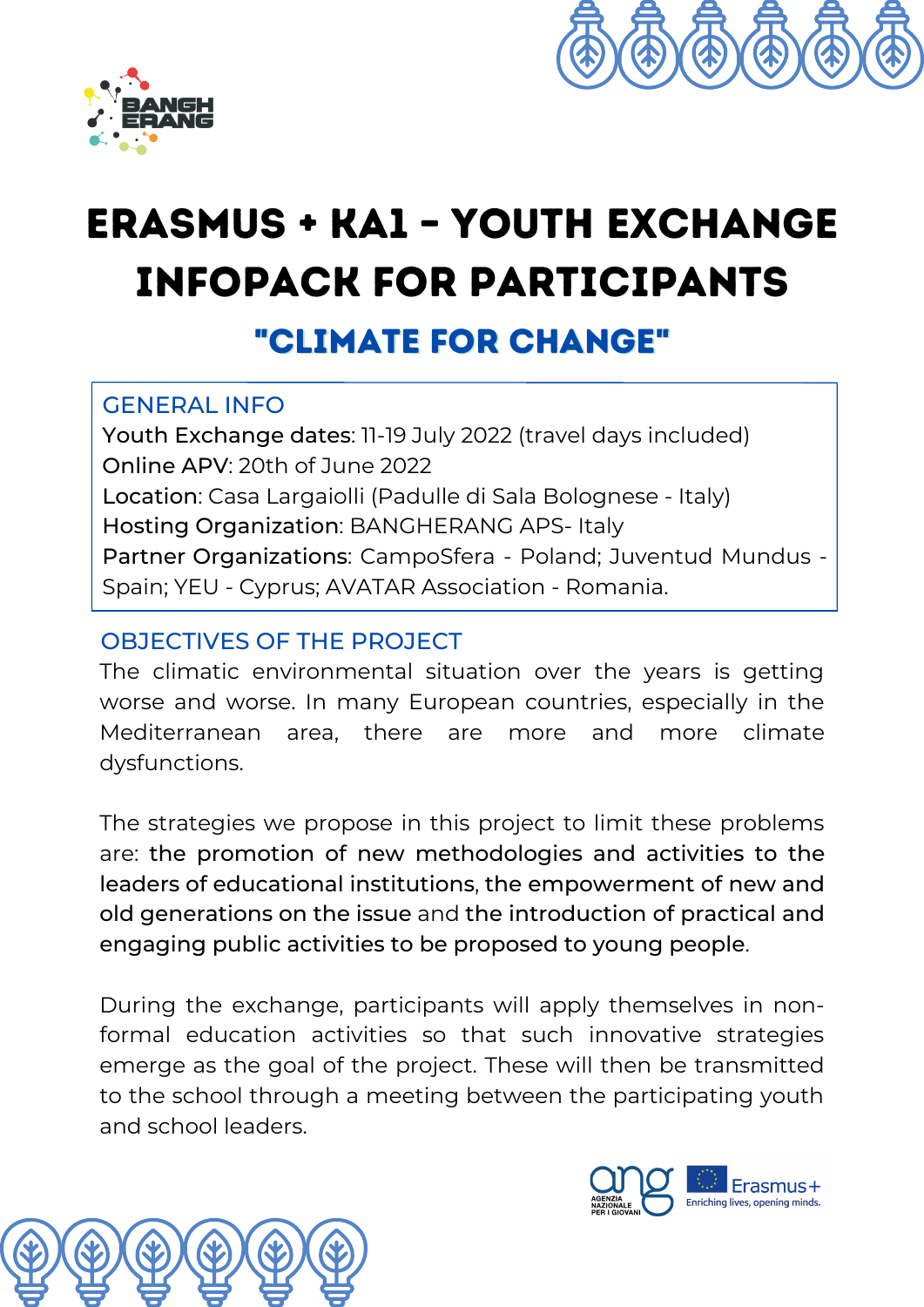# ERASMUS + KA1 - YOUTH EXCHANGE INFOPACK FOR PARTICIPANTS

## "CLIMATE FOR CHANGE"

### GENERAL INFO

**Youth Exchange dates**: 11-19 July 2022 (travel days included)
**Online APV**: 20th of June 2022
**Location**: Casa Largaiolli (Padulle di Sala Bolognese - Italy)
**Hosting Organization**: BANGHERANG APS- Italy
**Partner Organizations**: CampoSfera - Poland; Juventud Mundus - Spain; YEU - Cyprus; AVATAR Association - Romania.

### OBJECTIVES OF THE PROJECT

The climatic environmental situation over the years is getting worse and worse. In many European countries, especially in the Mediterranean area, there are more and more climate dysfunctions.

The strategies we propose in this project to limit these problems are: **the promotion of new methodologies and activities to the leaders of educational institutions**, **the empowerment of new and old generations on the issue** and **the introduction of practical and engaging public activities to be proposed to young people**.

During the exchange, participants will apply themselves in non-formal education activities so that such innovative strategies emerge as the goal of the project. These will then be transmitted to the school through a meeting between the participating youth and school leaders.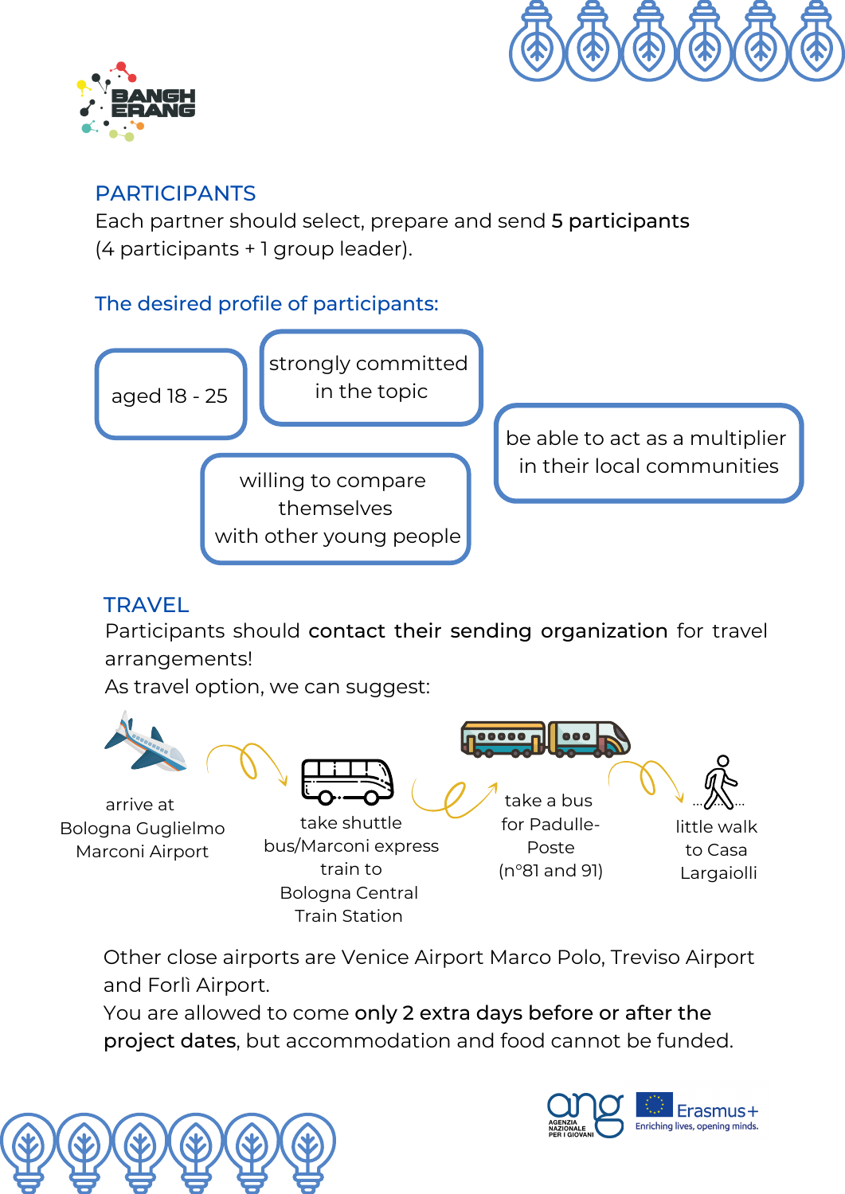## PARTICIPANTS

Each partner should select, prepare and send **5 participants** (4 participants + 1 group leader).

### The desired profile of participants:

- aged 18 - 25
- strongly committed in the topic
- willing to compare themselves with other young people
- be able to act as a multiplier in their local communities

## TRAVEL

Participants should **contact their sending organization** for travel arrangements!

As travel option, we can suggest:

1. arrive at Bologna Guglielmo Marconi Airport
2. take shuttle bus/Marconi express train to Bologna Central Train Station
3. take a bus for Padulle-Poste (n°81 and 91)
4. little walk to Casa Largaiolli

Other close airports are Venice Airport Marco Polo, Treviso Airport and Forlì Airport.

You are allowed to come **only 2 extra days before or after the project dates**, but accommodation and food cannot be funded.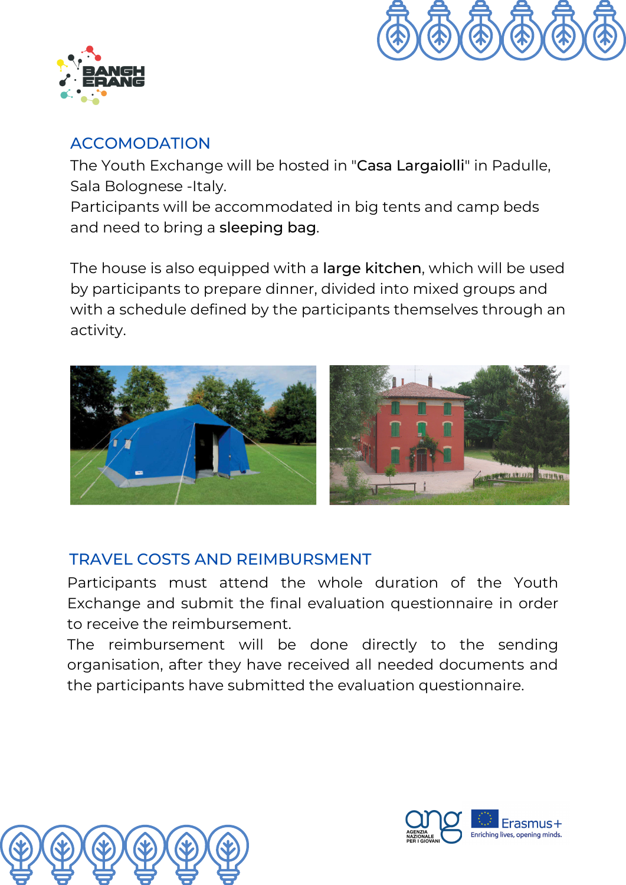## ACCOMODATION

The Youth Exchange will be hosted in "**Casa Largaiolli**" in Padulle, Sala Bolognese -Italy.
Participants will be accommodated in big tents and camp beds and need to bring a **sleeping bag**.

The house is also equipped with a **large kitchen**, which will be used by participants to prepare dinner, divided into mixed groups and with a schedule defined by the participants themselves through an activity.

## TRAVEL COSTS AND REIMBURSMENT

Participants must attend the whole duration of the Youth Exchange and submit the final evaluation questionnaire in order to receive the reimbursement.
The reimbursement will be done directly to the sending organisation, after they have received all needed documents and the participants have submitted the evaluation questionnaire.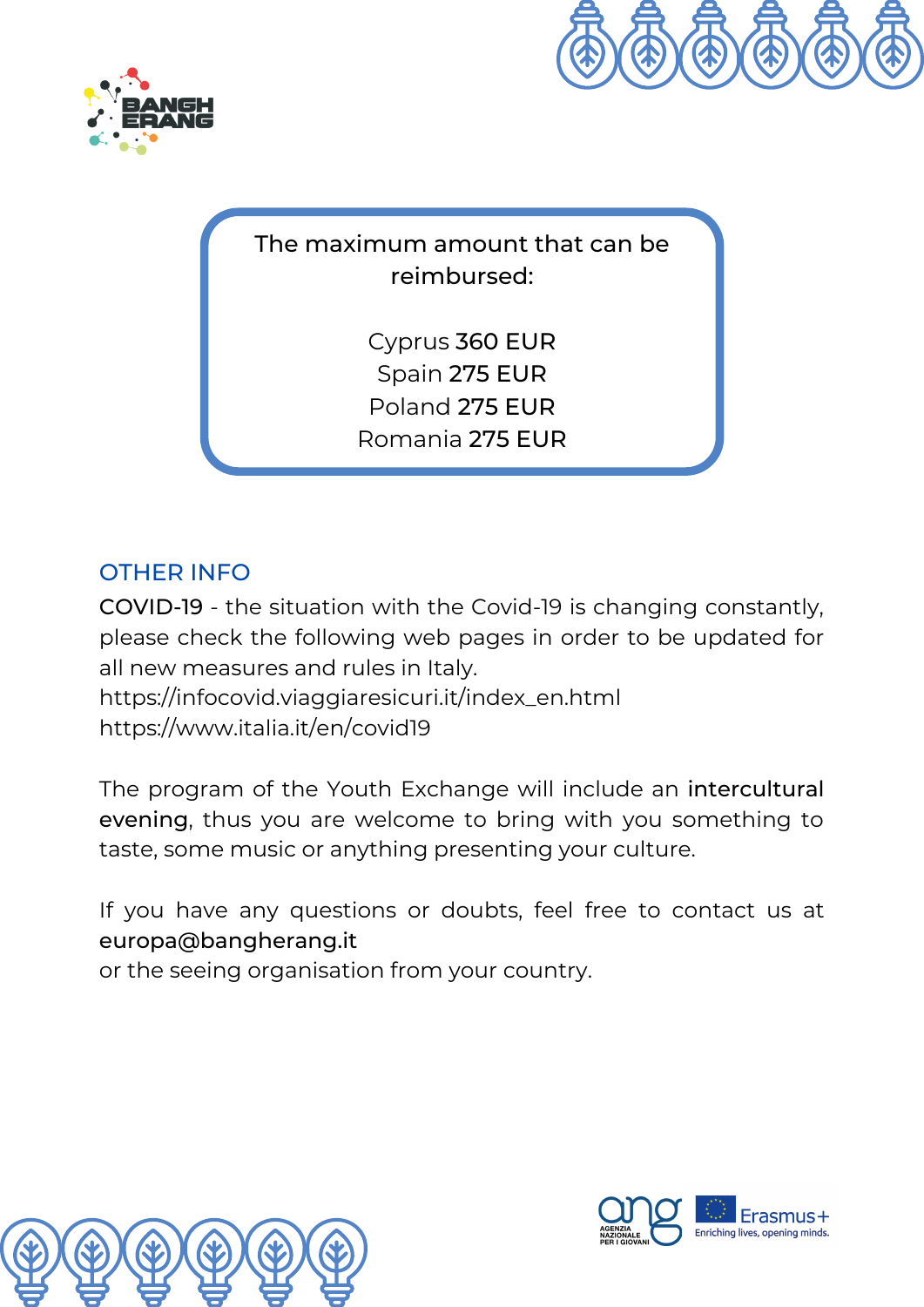The maximum amount that can be reimbursed:

Cyprus **360 EUR**
Spain **275 EUR**
Poland **275 EUR**
Romania **275 EUR**

## OTHER INFO

**COVID-19** - the situation with the Covid-19 is changing constantly, please check the following web pages in order to be updated for all new measures and rules in Italy.
https://infocovid.viaggiaresicuri.it/index_en.html
https://www.italia.it/en/covid19

The program of the Youth Exchange will include an **intercultural evening**, thus you are welcome to bring with you something to taste, some music or anything presenting your culture.

If you have any questions or doubts, feel free to contact us at **europa@bangherang.it**
or the seeing organisation from your country.